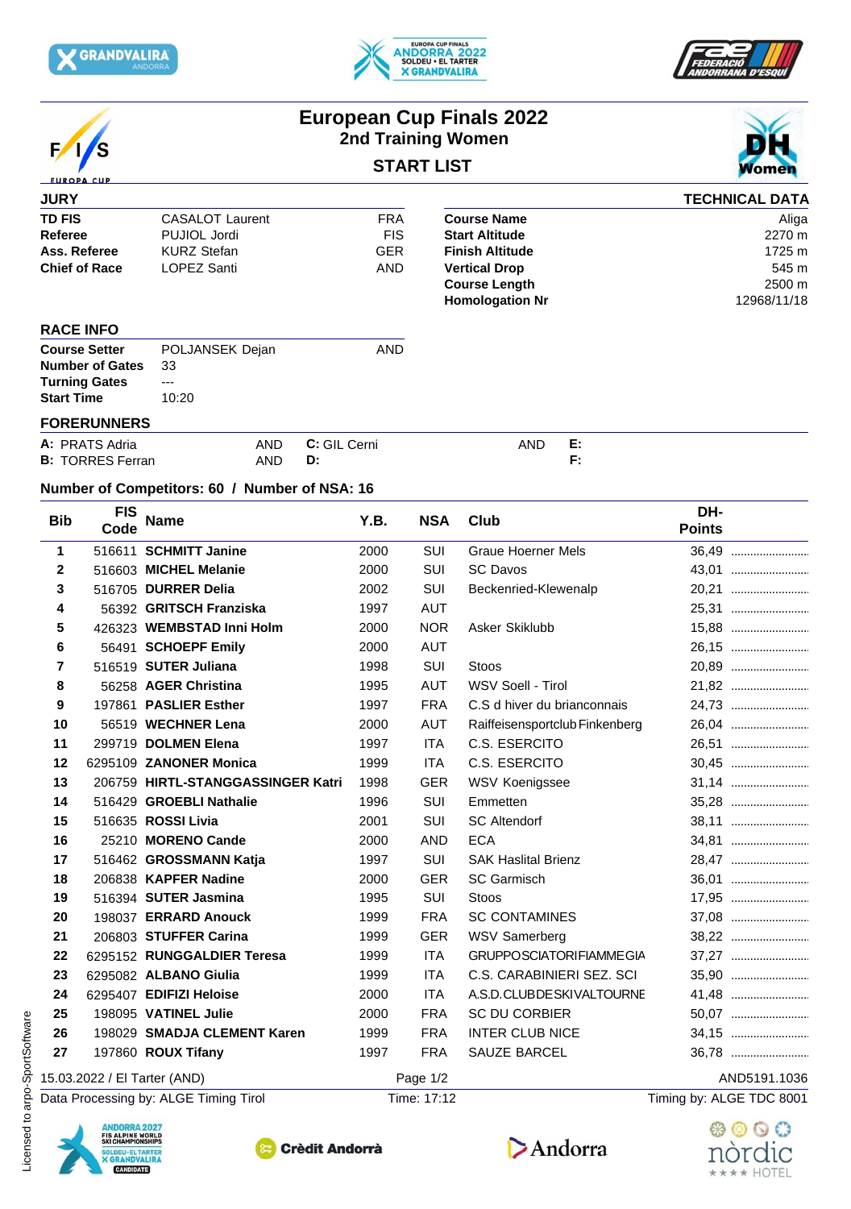# European Cup Finals 2022

## 2nd Training Women

### START LIST

DH Women

**JURY**

| | | |
|---|---|---|
| **TD FIS** | CASALOT Laurent | FRA |
| **Referee** | PUJIOL Jordi | FIS |
| **Ass. Referee** | KURZ Stefan | GER |
| **Chief of Race** | LOPEZ Santi | AND |

**TECHNICAL DATA**

| | |
|---|---|
| **Course Name** | Aliga |
| **Start Altitude** | 2270 m |
| **Finish Altitude** | 1725 m |
| **Vertical Drop** | 545 m |
| **Course Length** | 2500 m |
| **Homologation Nr** | 12968/11/18 |

**RACE INFO**

| | | |
|---|---|---|
| **Course Setter** | POLJANSEK Dejan | AND |
| **Number of Gates** | 33 | |
| **Turning Gates** | --- | |
| **Start Time** | 10:20 | |

**FORERUNNERS**

| | | | | | |
|---|---|---|---|---|---|
| **A:** PRATS Adria | AND | **C:** GIL Cerni | AND | **E:** | |
| **B:** TORRES Ferran | AND | **D:** | | **F:** | |

**Number of Competitors: 60 / Number of NSA: 16**

| Bib | FIS Code | Name | Y.B. | NSA | Club | DH-Points |
|---|---|---|---|---|---|---|
| 1 | 516611 | **SCHMITT Janine** | 2000 | SUI | Graue Hoerner Mels | 36,49 |
| 2 | 516603 | **MICHEL Melanie** | 2000 | SUI | SC Davos | 43,01 |
| 3 | 516705 | **DURRER Delia** | 2002 | SUI | Beckenried-Klewenalp | 20,21 |
| 4 | 56392 | **GRITSCH Franziska** | 1997 | AUT | | 25,31 |
| 5 | 426323 | **WEMBSTAD Inni Holm** | 2000 | NOR | Asker Skiklubb | 15,88 |
| 6 | 56491 | **SCHOEPF Emily** | 2000 | AUT | | 26,15 |
| 7 | 516519 | **SUTER Juliana** | 1998 | SUI | Stoos | 20,89 |
| 8 | 56258 | **AGER Christina** | 1995 | AUT | WSV Soell - Tirol | 21,82 |
| 9 | 197861 | **PASLIER Esther** | 1997 | FRA | C.S d hiver du brianconnais | 24,73 |
| 10 | 56519 | **WECHNER Lena** | 2000 | AUT | Raiffeisensportclub Finkenberg | 26,04 |
| 11 | 299719 | **DOLMEN Elena** | 1997 | ITA | C.S. ESERCITO | 26,51 |
| 12 | 6295109 | **ZANONER Monica** | 1999 | ITA | C.S. ESERCITO | 30,45 |
| 13 | 206759 | **HIRTL-STANGGASSINGER Katri** | 1998 | GER | WSV Koenigssee | 31,14 |
| 14 | 516429 | **GROEBLI Nathalie** | 1996 | SUI | Emmetten | 35,28 |
| 15 | 516635 | **ROSSI Livia** | 2001 | SUI | SC Altendorf | 38,11 |
| 16 | 25210 | **MORENO Cande** | 2000 | AND | ECA | 34,81 |
| 17 | 516462 | **GROSSMANN Katja** | 1997 | SUI | SAK Haslital Brienz | 28,47 |
| 18 | 206838 | **KAPFER Nadine** | 2000 | GER | SC Garmisch | 36,01 |
| 19 | 516394 | **SUTER Jasmina** | 1995 | SUI | Stoos | 17,95 |
| 20 | 198037 | **ERRARD Anouck** | 1999 | FRA | SC CONTAMINES | 37,08 |
| 21 | 206803 | **STUFFER Carina** | 1999 | GER | WSV Samerberg | 38,22 |
| 22 | 6295152 | **RUNGGALDIER Teresa** | 1999 | ITA | GRUPPOSCIATORIFIAMMEGIA | 37,27 |
| 23 | 6295082 | **ALBANO Giulia** | 1999 | ITA | C.S. CARABINIERI SEZ. SCI | 35,90 |
| 24 | 6295407 | **EDIFIZI Heloise** | 2000 | ITA | A.S.D.CLUBDESKIVALTOURNE | 41,48 |
| 25 | 198095 | **VATINEL Julie** | 2000 | FRA | SC DU CORBIER | 50,07 |
| 26 | 198029 | **SMADJA CLEMENT Karen** | 1999 | FRA | INTER CLUB NICE | 34,15 |
| 27 | 197860 | **ROUX Tifany** | 1997 | FRA | SAUZE BARCEL | 36,78 |

15.03.2022 / El Tarter (AND) — AND5191.1036

Data Processing by: ALGE Timing Tirol — Time: 17:12 — Timing by: ALGE TDC 8001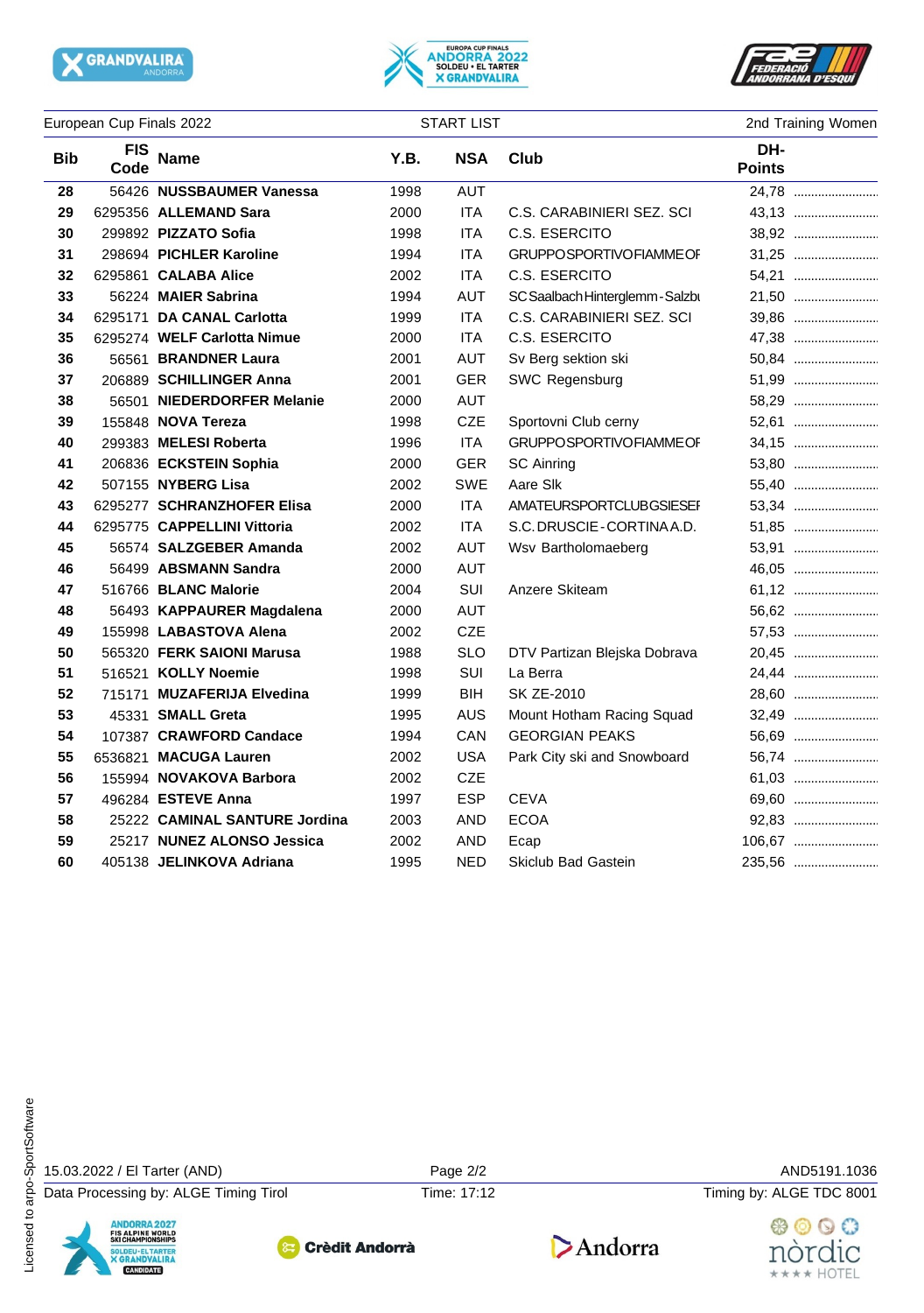European Cup Finals 2022 | START LIST | 2nd Training Women

| Bib | FIS Code | Name | Y.B. | NSA | Club | DH-Points |
|---|---|---|---|---|---|---|
| 28 | 56426 | **NUSSBAUMER Vanessa** | 1998 | AUT | | 24,78 |
| 29 | 6295356 | **ALLEMAND Sara** | 2000 | ITA | C.S. CARABINIERI SEZ. SCI | 43,13 |
| 30 | 299892 | **PIZZATO Sofia** | 1998 | ITA | C.S. ESERCITO | 38,92 |
| 31 | 298694 | **PICHLER Karoline** | 1994 | ITA | GRUPPOSPORTIVOFIAMMEOF | 31,25 |
| 32 | 6295861 | **CALABA Alice** | 2002 | ITA | C.S. ESERCITO | 54,21 |
| 33 | 56224 | **MAIER Sabrina** | 1994 | AUT | SC Saalbach Hinterglemm - Salzbu | 21,50 |
| 34 | 6295171 | **DA CANAL Carlotta** | 1999 | ITA | C.S. CARABINIERI SEZ. SCI | 39,86 |
| 35 | 6295274 | **WELF Carlotta Nimue** | 2000 | ITA | C.S. ESERCITO | 47,38 |
| 36 | 56561 | **BRANDNER Laura** | 2001 | AUT | Sv Berg sektion ski | 50,84 |
| 37 | 206889 | **SCHILLINGER Anna** | 2001 | GER | SWC Regensburg | 51,99 |
| 38 | 56501 | **NIEDERDORFER Melanie** | 2000 | AUT | | 58,29 |
| 39 | 155848 | **NOVA Tereza** | 1998 | CZE | Sportovni Club cerny | 52,61 |
| 40 | 299383 | **MELESI Roberta** | 1996 | ITA | GRUPPOSPORTIVOFIAMMEOF | 34,15 |
| 41 | 206836 | **ECKSTEIN Sophia** | 2000 | GER | SC Ainring | 53,80 |
| 42 | 507155 | **NYBERG Lisa** | 2002 | SWE | Aare Slk | 55,40 |
| 43 | 6295277 | **SCHRANZHOFER Elisa** | 2000 | ITA | AMATEURSPORTCLUBGSIESEF | 53,34 |
| 44 | 6295775 | **CAPPELLINI Vittoria** | 2002 | ITA | S.C. DRUSCIE - CORTINA A.D. | 51,85 |
| 45 | 56574 | **SALZGEBER Amanda** | 2002 | AUT | Wsv Bartholomaeberg | 53,91 |
| 46 | 56499 | **ABSMANN Sandra** | 2000 | AUT | | 46,05 |
| 47 | 516766 | **BLANC Malorie** | 2004 | SUI | Anzere Skiteam | 61,12 |
| 48 | 56493 | **KAPPAURER Magdalena** | 2000 | AUT | | 56,62 |
| 49 | 155998 | **LABASTOVA Alena** | 2002 | CZE | | 57,53 |
| 50 | 565320 | **FERK SAIONI Marusa** | 1988 | SLO | DTV Partizan Blejska Dobrava | 20,45 |
| 51 | 516521 | **KOLLY Noemie** | 1998 | SUI | La Berra | 24,44 |
| 52 | 715171 | **MUZAFERIJA Elvedina** | 1999 | BIH | SK ZE-2010 | 28,60 |
| 53 | 45331 | **SMALL Greta** | 1995 | AUS | Mount Hotham Racing Squad | 32,49 |
| 54 | 107387 | **CRAWFORD Candace** | 1994 | CAN | GEORGIAN PEAKS | 56,69 |
| 55 | 6536821 | **MACUGA Lauren** | 2002 | USA | Park City ski and Snowboard | 56,74 |
| 56 | 155994 | **NOVAKOVA Barbora** | 2002 | CZE | | 61,03 |
| 57 | 496284 | **ESTEVE Anna** | 1997 | ESP | CEVA | 69,60 |
| 58 | 25222 | **CAMINAL SANTURE Jordina** | 2003 | AND | ECOA | 92,83 |
| 59 | 25217 | **NUNEZ ALONSO Jessica** | 2002 | AND | Ecap | 106,67 |
| 60 | 405138 | **JELINKOVA Adriana** | 1995 | NED | Skiclub Bad Gastein | 235,56 |

15.03.2022 / El Tarter (AND) | AND5191.1036

Data Processing by: ALGE Timing Tirol | Time: 17:12 | Timing by: ALGE TDC 8001